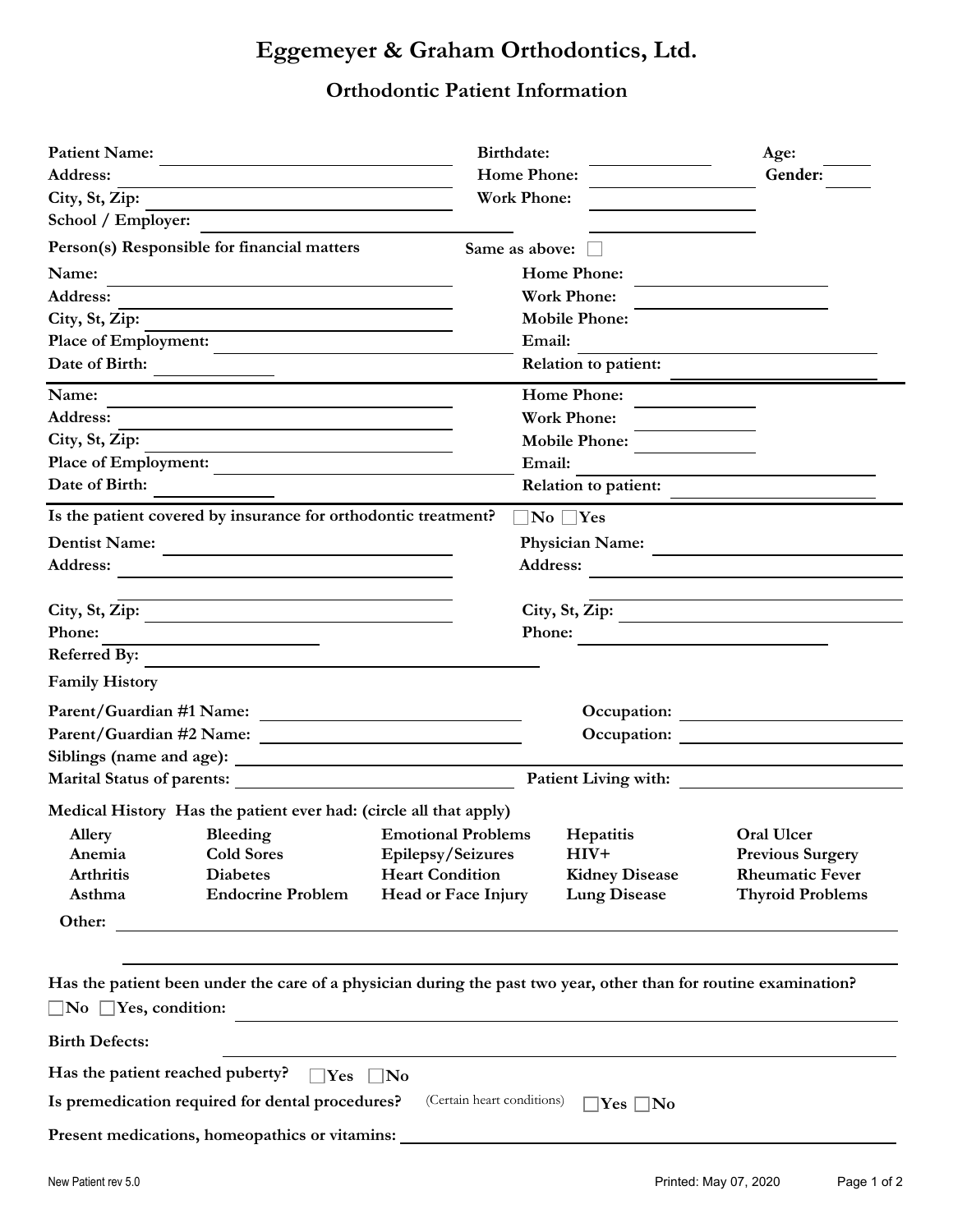# Eggemeyer & Graham Orthodontics, Ltd.

## Orthodontic Patient Information

**Patient Name:** ____________________ **Birthdate:** ____________ **Age:** ______
**Address:** ____________________ **Home Phone:** ____________ **Gender:** ______
**City, St, Zip:** ____________________ **Work Phone:** ____________
**School / Employer:** ____________________ ____________

**Person(s) Responsible for financial matters** **Same as above:** ☐

**Name:** ____________________ **Home Phone:** ____________
**Address:** ____________________ **Work Phone:** ____________
**City, St, Zip:** ____________________ **Mobile Phone:** ____________
**Place of Employment:** ____________________ **Email:** ____________
**Date of Birth:** ____________ **Relation to patient:** ____________

**Name:** ____________________ **Home Phone:** ____________
**Address:** ____________________ **Work Phone:** ____________
**City, St, Zip:** ____________________ **Mobile Phone:** ____________
**Place of Employment:** ____________________ **Email:** ____________
**Date of Birth:** ____________ **Relation to patient:** ____________

**Is the patient covered by insurance for orthodontic treatment?** ☐ **No** ☐ **Yes**

**Dentist Name:** ____________________ **Physician Name:** ____________________
**Address:** ____________________ **Address:** ____________________
____________________ ____________________
**City, St, Zip:** ____________________ **City, St, Zip:** ____________________
**Phone:** ____________ **Phone:** ____________
**Referred By:** ____________________

**Family History**

**Parent/Guardian #1 Name:** ____________________ **Occupation:** ____________
**Parent/Guardian #2 Name:** ____________________ **Occupation:** ____________
**Siblings (name and age):** ____________________
**Marital Status of parents:** ____________________ **Patient Living with:** ____________

**Medical History Has the patient ever had: (circle all that apply)**

| | | | | |
|---|---|---|---|---|
| **Allery** | **Bleeding** | **Emotional Problems** | **Hepatitis** | **Oral Ulcer** |
| **Anemia** | **Cold Sores** | **Epilepsy/Seizures** | **HIV+** | **Previous Surgery** |
| **Arthritis** | **Diabetes** | **Heart Condition** | **Kidney Disease** | **Rheumatic Fever** |
| **Asthma** | **Endocrine Problem** | **Head or Face Injury** | **Lung Disease** | **Thyroid Problems** |

**Other:** ____________________

**Has the patient been under the care of a physician during the past two year, other than for routine examination?**
☐ **No** ☐ **Yes, condition:** ____________________

**Birth Defects:** ____________________

**Has the patient reached puberty?** ☐ **Yes** ☐ **No**

**Is premedication required for dental procedures?** (Certain heart conditions) ☐ **Yes** ☐ **No**

**Present medications, homeopathics or vitamins:** ____________________

New Patient rev 5.0 Printed: May 07, 2020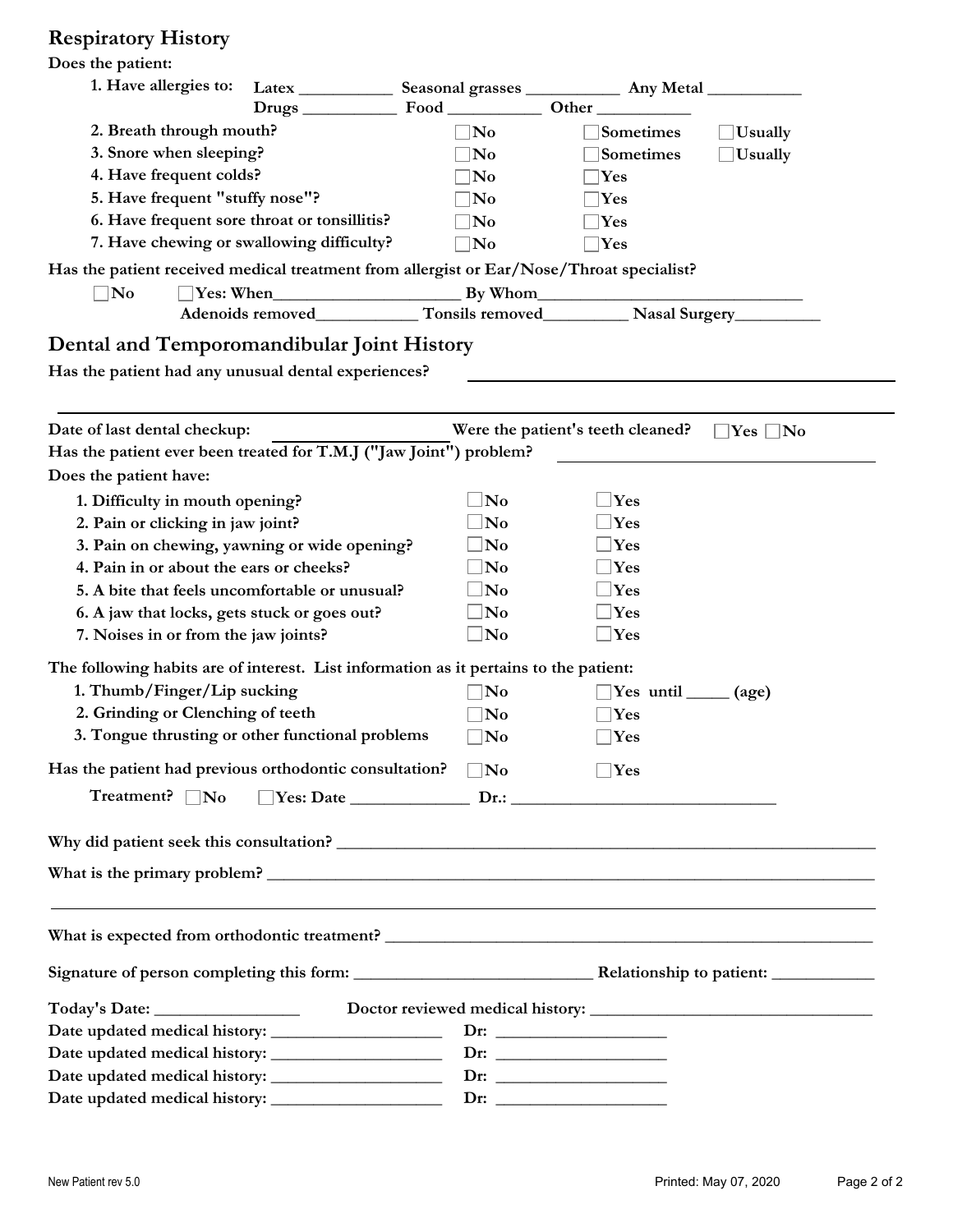## Respiratory History

**Does the patient:**

1. **Have allergies to:** Latex ___________ Seasonal grasses ___________ Any Metal ___________
   Drugs ___________ Food ___________ Other ___________
2. **Breath through mouth?** ☐ No ☐ Sometimes ☐ Usually
3. **Snore when sleeping?** ☐ No ☐ Sometimes ☐ Usually
4. **Have frequent colds?** ☐ No ☐ Yes
5. **Have frequent "stuffy nose"?** ☐ No ☐ Yes
6. **Have frequent sore throat or tonsillitis?** ☐ No ☐ Yes
7. **Have chewing or swallowing difficulty?** ☐ No ☐ Yes

**Has the patient received medical treatment from allergist or Ear/Nose/Throat specialist?**

☐ No ☐ Yes: When______________________ By Whom_______________________________
Adenoids removed___________ Tonsils removed__________ Nasal Surgery__________

## Dental and Temporomandibular Joint History

**Has the patient had any unusual dental experiences?** ____________________________________________

____________________________________________________________________________

**Date of last dental checkup:** ____________________ **Were the patient's teeth cleaned?** ☐ Yes ☐ No

**Has the patient ever been treated for T.M.J ("Jaw Joint") problem?** ____________________________

**Does the patient have:**

1. **Difficulty in mouth opening?** ☐ No ☐ Yes
2. **Pain or clicking in jaw joint?** ☐ No ☐ Yes
3. **Pain on chewing, yawning or wide opening?** ☐ No ☐ Yes
4. **Pain in or about the ears or cheeks?** ☐ No ☐ Yes
5. **A bite that feels uncomfortable or unusual?** ☐ No ☐ Yes
6. **A jaw that locks, gets stuck or goes out?** ☐ No ☐ Yes
7. **Noises in or from the jaw joints?** ☐ No ☐ Yes

**The following habits are of interest. List information as it pertains to the patient:**

1. **Thumb/Finger/Lip sucking** ☐ No ☐ Yes until _____ (age)
2. **Grinding or Clenching of teeth** ☐ No ☐ Yes
3. **Tongue thrusting or other functional problems** ☐ No ☐ Yes

**Has the patient had previous orthodontic consultation?** ☐ No ☐ Yes

**Treatment?** ☐ No ☐ Yes: Date ______________ Dr.: ________________________________

**Why did patient seek this consultation?** ________________________________________________________________

**What is the primary problem?** ______________________________________________________________________

____________________________________________________________________________

**What is expected from orthodontic treatment?** ____________________________________________________________

**Signature of person completing this form:** ____________________________ **Relationship to patient:** ____________

**Today's Date:** _________________ **Doctor reviewed medical history:** __________________________________

**Date updated medical history:** ____________________ **Dr:** ____________________

**Date updated medical history:** ____________________ **Dr:** ____________________

**Date updated medical history:** ____________________ **Dr:** ____________________

**Date updated medical history:** ____________________ **Dr:** ____________________

New Patient rev 5.0 Printed: May 07, 2020